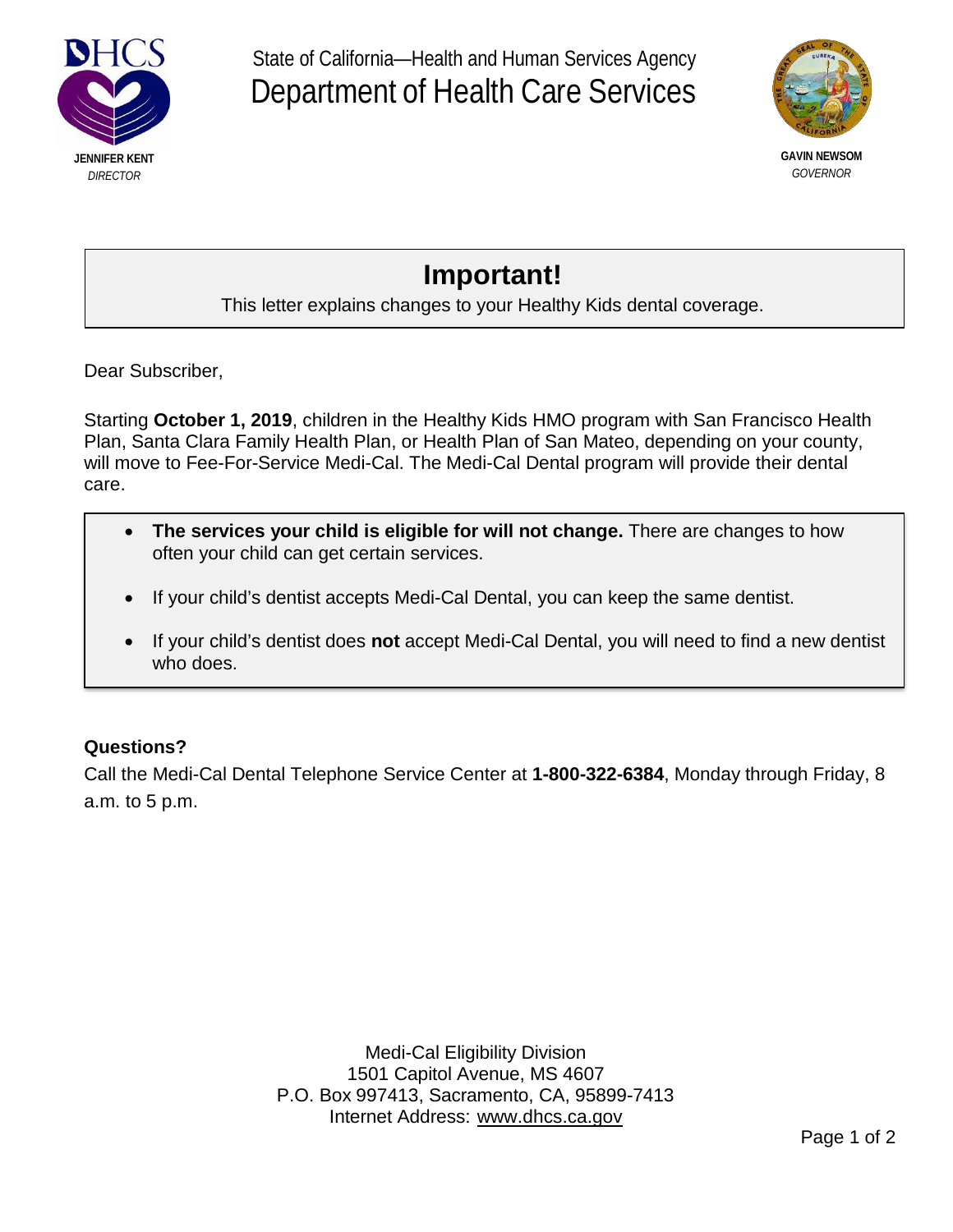JENNIFER KENT
*DIRECTOR*

State of California—Health and Human Services Agency
Department of Health Care Services

GAVIN NEWSOM
*GOVERNOR*

# Important!

This letter explains changes to your Healthy Kids dental coverage.

Dear Subscriber,

Starting **October 1, 2019**, children in the Healthy Kids HMO program with San Francisco Health Plan, Santa Clara Family Health Plan, or Health Plan of San Mateo, depending on your county, will move to Fee-For-Service Medi-Cal. The Medi-Cal Dental program will provide their dental care.

- **The services your child is eligible for will not change.** There are changes to how often your child can get certain services.
- If your child's dentist accepts Medi-Cal Dental, you can keep the same dentist.
- If your child's dentist does **not** accept Medi-Cal Dental, you will need to find a new dentist who does.

**Questions?**

Call the Medi-Cal Dental Telephone Service Center at **1-800-322-6384**, Monday through Friday, 8 a.m. to 5 p.m.

Medi-Cal Eligibility Division
1501 Capitol Avenue, MS 4607
P.O. Box 997413, Sacramento, CA, 95899-7413
Internet Address: www.dhcs.ca.gov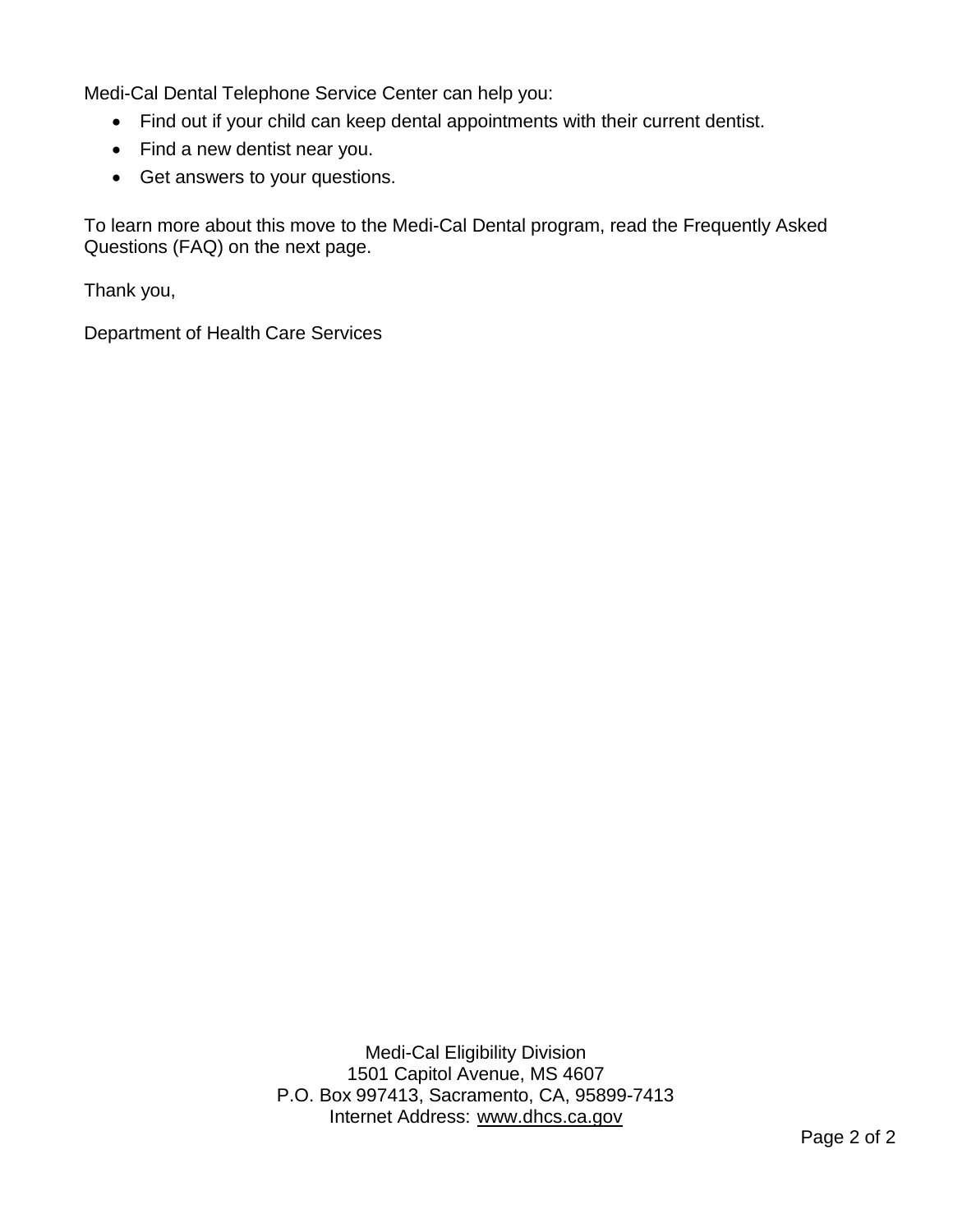Medi-Cal Dental Telephone Service Center can help you:

- Find out if your child can keep dental appointments with their current dentist.
- Find a new dentist near you.
- Get answers to your questions.

To learn more about this move to the Medi-Cal Dental program, read the Frequently Asked Questions (FAQ) on the next page.

Thank you,

Department of Health Care Services

Medi-Cal Eligibility Division
1501 Capitol Avenue, MS 4607
P.O. Box 997413, Sacramento, CA, 95899-7413
Internet Address: www.dhcs.ca.gov